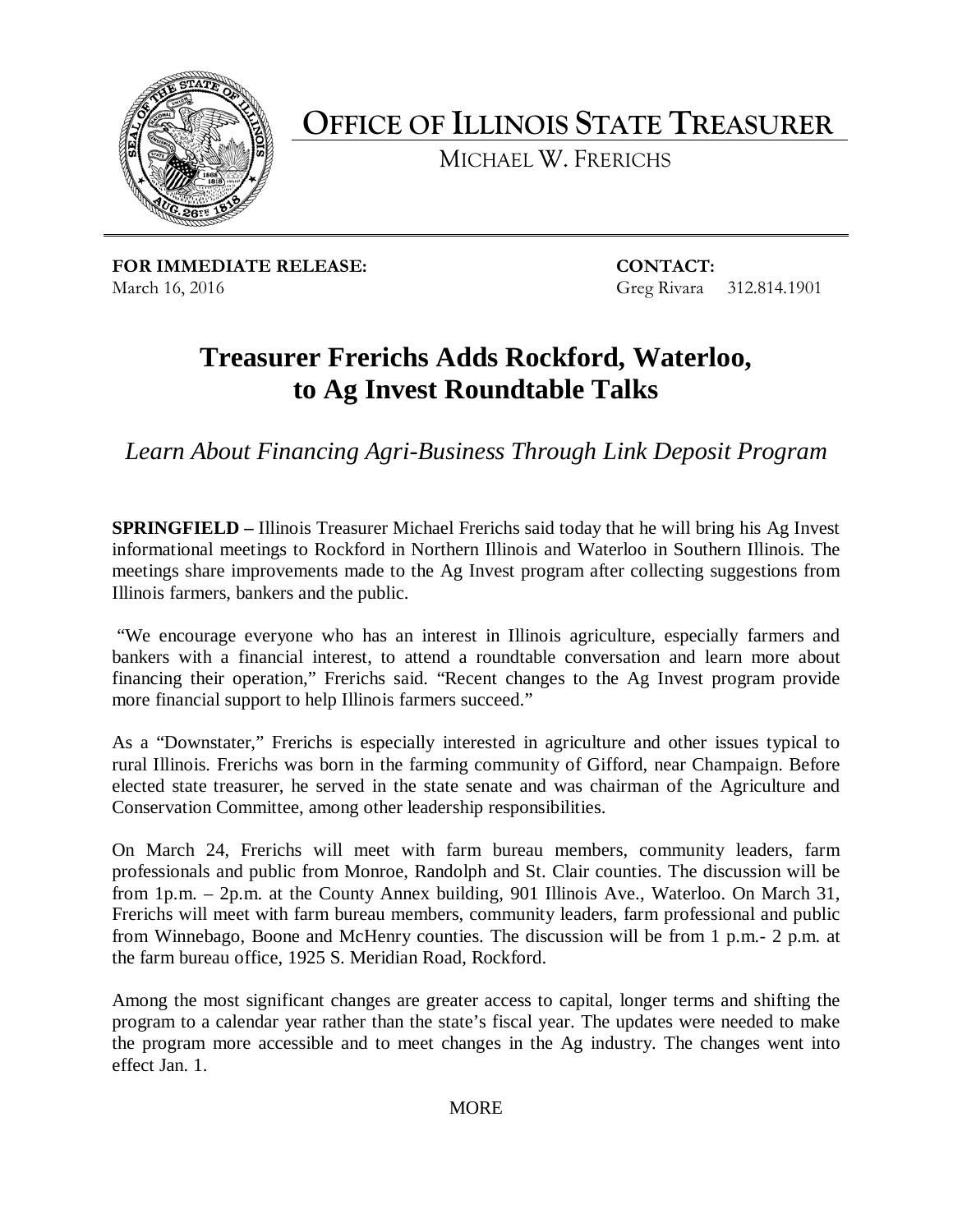# OFFICE OF ILLINOIS STATE TREASURER

MICHAEL W. FRERICHS

**FOR IMMEDIATE RELEASE:**
March 16, 2016

**CONTACT:**
Greg Rivara 312.814.1901

## Treasurer Frerichs Adds Rockford, Waterloo, to Ag Invest Roundtable Talks

*Learn About Financing Agri-Business Through Link Deposit Program*

**SPRINGFIELD –** Illinois Treasurer Michael Frerichs said today that he will bring his Ag Invest informational meetings to Rockford in Northern Illinois and Waterloo in Southern Illinois. The meetings share improvements made to the Ag Invest program after collecting suggestions from Illinois farmers, bankers and the public.

"We encourage everyone who has an interest in Illinois agriculture, especially farmers and bankers with a financial interest, to attend a roundtable conversation and learn more about financing their operation," Frerichs said. "Recent changes to the Ag Invest program provide more financial support to help Illinois farmers succeed."

As a "Downstater," Frerichs is especially interested in agriculture and other issues typical to rural Illinois. Frerichs was born in the farming community of Gifford, near Champaign. Before elected state treasurer, he served in the state senate and was chairman of the Agriculture and Conservation Committee, among other leadership responsibilities.

On March 24, Frerichs will meet with farm bureau members, community leaders, farm professionals and public from Monroe, Randolph and St. Clair counties. The discussion will be from 1p.m. – 2p.m. at the County Annex building, 901 Illinois Ave., Waterloo. On March 31, Frerichs will meet with farm bureau members, community leaders, farm professional and public from Winnebago, Boone and McHenry counties. The discussion will be from 1 p.m.- 2 p.m. at the farm bureau office, 1925 S. Meridian Road, Rockford.

Among the most significant changes are greater access to capital, longer terms and shifting the program to a calendar year rather than the state's fiscal year. The updates were needed to make the program more accessible and to meet changes in the Ag industry. The changes went into effect Jan. 1.

MORE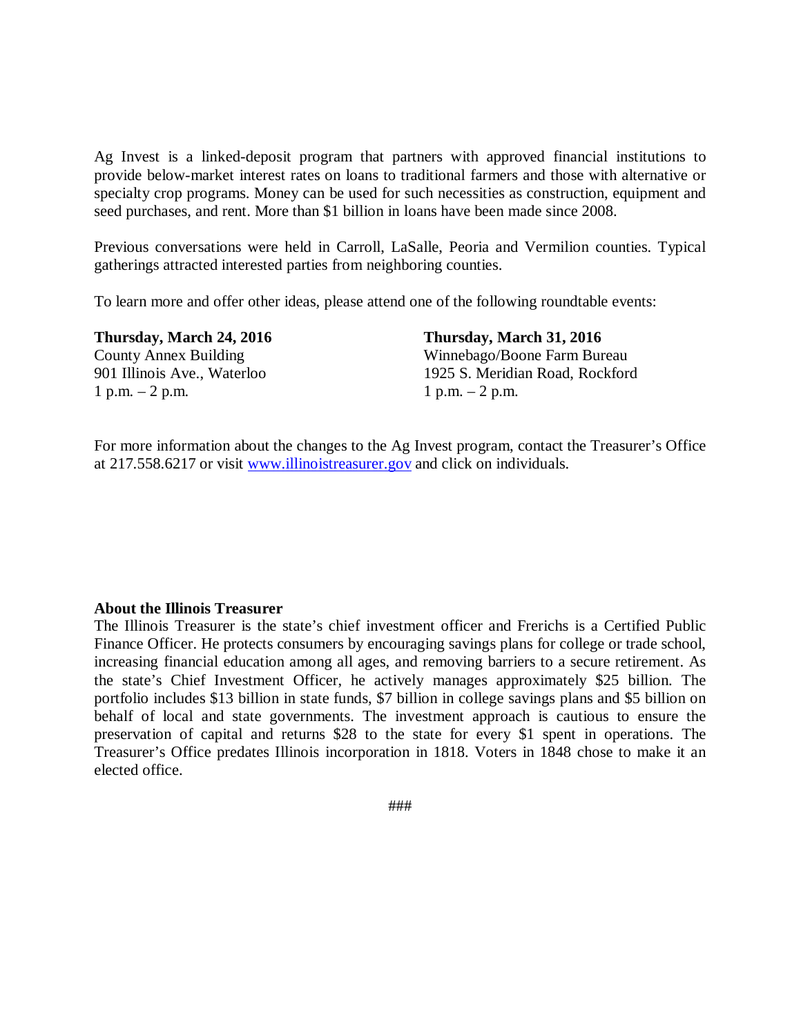Ag Invest is a linked-deposit program that partners with approved financial institutions to provide below-market interest rates on loans to traditional farmers and those with alternative or specialty crop programs. Money can be used for such necessities as construction, equipment and seed purchases, and rent. More than $1 billion in loans have been made since 2008.

Previous conversations were held in Carroll, LaSalle, Peoria and Vermilion counties. Typical gatherings attracted interested parties from neighboring counties.

To learn more and offer other ideas, please attend one of the following roundtable events:

**Thursday, March 24, 2016**
County Annex Building
901 Illinois Ave., Waterloo
1 p.m. – 2 p.m.

**Thursday, March 31, 2016**
Winnebago/Boone Farm Bureau
1925 S. Meridian Road, Rockford
1 p.m. – 2 p.m.

For more information about the changes to the Ag Invest program, contact the Treasurer's Office at 217.558.6217 or visit www.illinoistreasurer.gov and click on individuals.

**About the Illinois Treasurer**

The Illinois Treasurer is the state's chief investment officer and Frerichs is a Certified Public Finance Officer. He protects consumers by encouraging savings plans for college or trade school, increasing financial education among all ages, and removing barriers to a secure retirement. As the state's Chief Investment Officer, he actively manages approximately $25 billion. The portfolio includes $13 billion in state funds, $7 billion in college savings plans and $5 billion on behalf of local and state governments. The investment approach is cautious to ensure the preservation of capital and returns $28 to the state for every $1 spent in operations. The Treasurer's Office predates Illinois incorporation in 1818. Voters in 1848 chose to make it an elected office.

###